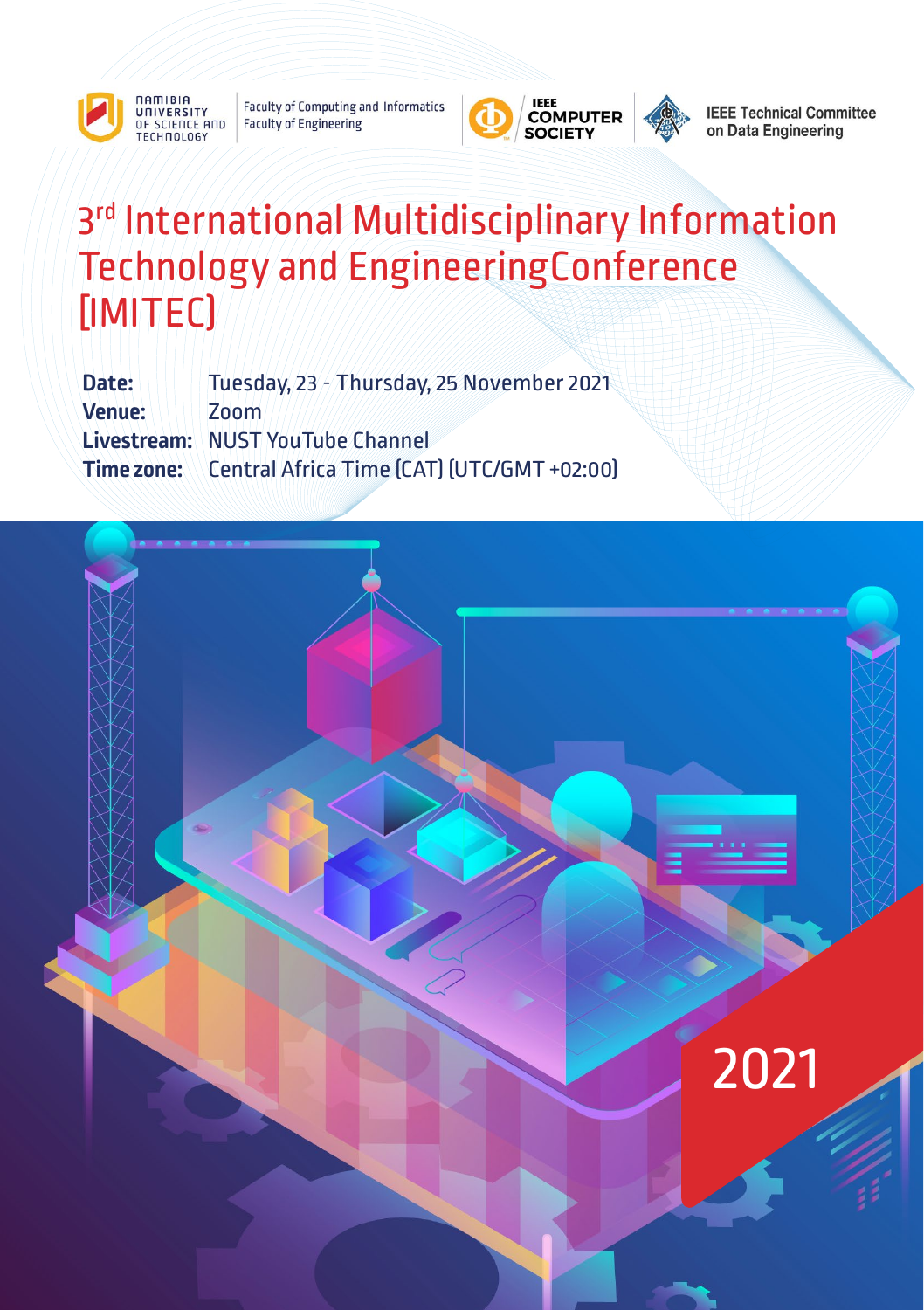Namibia University of Science and Technology

Faculty of Computing and Informatics
Faculty of Engineering

IEEE Computer Society

IEEE Technical Committee on Data Engineering

# 3rd International Multidisciplinary Information Technology and EngineeringConference [IMITEC]

**Date:** Tuesday, 23 - Thursday, 25 November 2021
**Venue:** Zoom
**Livestream:** NUST YouTube Channel
**Time zone:** Central Africa Time (CAT) (UTC/GMT +02:00)

2021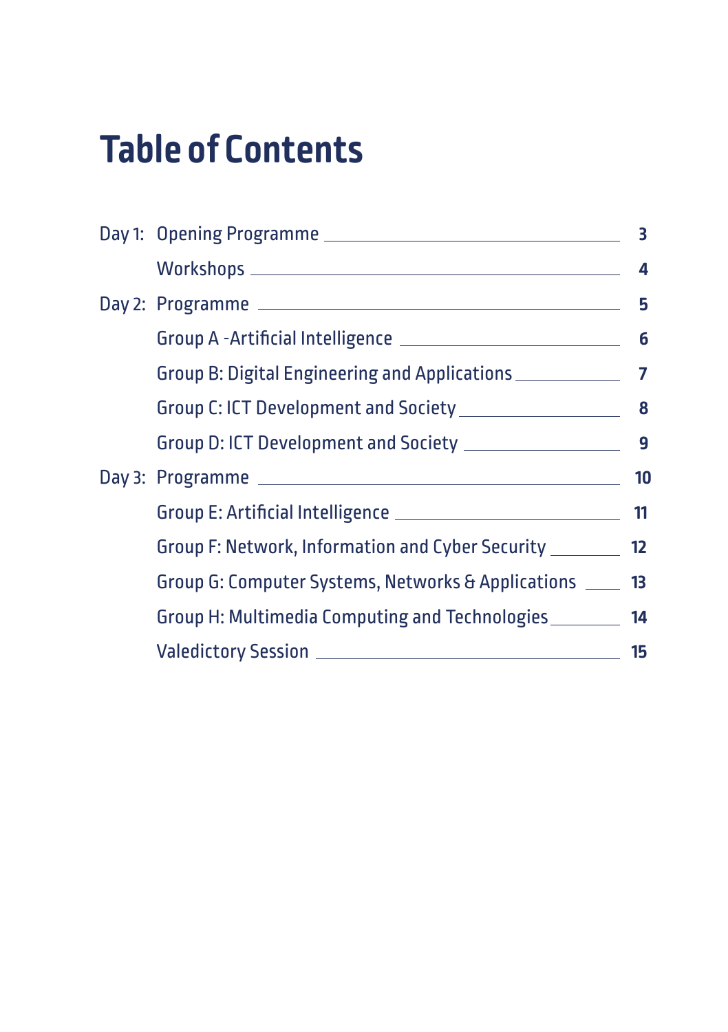# Table of Contents

| | | |
|---|---|---|
| Day 1: | Opening Programme | 3 |
| | Workshops | 4 |
| Day 2: | Programme | 5 |
| | Group A -Artificial Intelligence | 6 |
| | Group B: Digital Engineering and Applications | 7 |
| | Group C: ICT Development and Society | 8 |
| | Group D: ICT Development and Society | 9 |
| Day 3: | Programme | 10 |
| | Group E: Artificial Intelligence | 11 |
| | Group F: Network, Information and Cyber Security | 12 |
| | Group G: Computer Systems, Networks & Applications | 13 |
| | Group H: Multimedia Computing and Technologies | 14 |
| | Valedictory Session | 15 |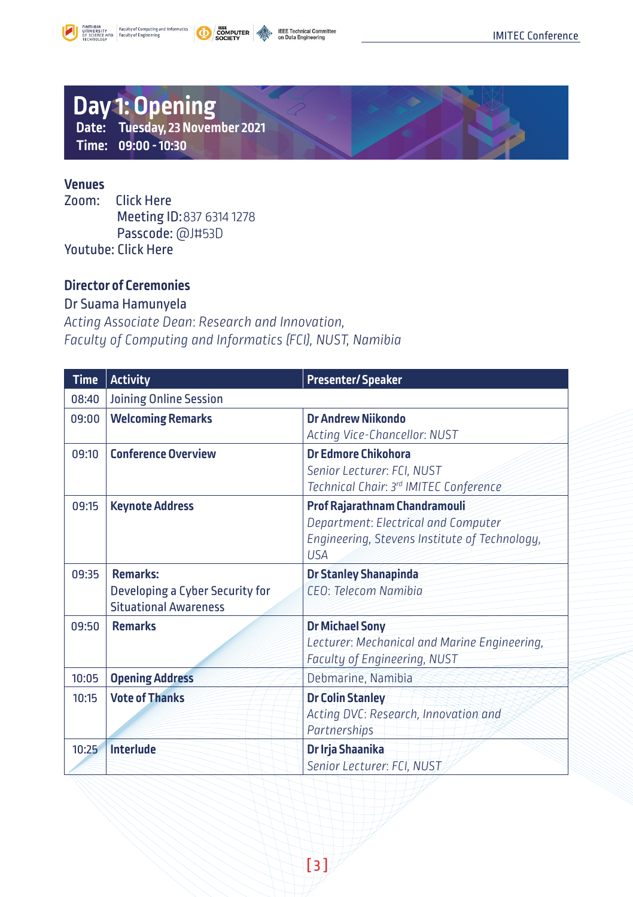# Day 1: Opening

**Date:** Tuesday, 23 November 2021
**Time:** 09:00 - 10:30

## Venues

Zoom: Click Here
Meeting ID: 837 6314 1278
Passcode: @J#53D
Youtube: Click Here

## Director of Ceremonies

Dr Suama Hamunyela
*Acting Associate Dean: Research and Innovation,*
*Faculty of Computing and Informatics (FCI), NUST, Namibia*

| Time | Activity | Presenter/ Speaker |
|---|---|---|
| 08:40 | Joining Online Session | |
| 09:00 | **Welcoming Remarks** | **Dr Andrew Niikondo**<br>*Acting Vice-Chancellor: NUST* |
| 09:10 | **Conference Overview** | **Dr Edmore Chikohora**<br>*Senior Lecturer: FCI, NUST*<br>*Technical Chair: 3rd IMITEC Conference* |
| 09:15 | **Keynote Address** | **Prof Rajarathnam Chandramouli**<br>*Department: Electrical and Computer Engineering, Stevens Institute of Technology, USA* |
| 09:35 | **Remarks:**<br>Developing a Cyber Security for Situational Awareness | **Dr Stanley Shanapinda**<br>*CEO: Telecom Namibia* |
| 09:50 | **Remarks** | **Dr Michael Sony**<br>*Lecturer: Mechanical and Marine Engineering, Faculty of Engineering, NUST* |
| 10:05 | **Opening Address** | Debmarine, Namibia |
| 10:15 | **Vote of Thanks** | **Dr Colin Stanley**<br>*Acting DVC: Research, Innovation and Partnerships* |
| 10:25 | **Interlude** | **Dr Irja Shaanika**<br>*Senior Lecturer: FCI, NUST* |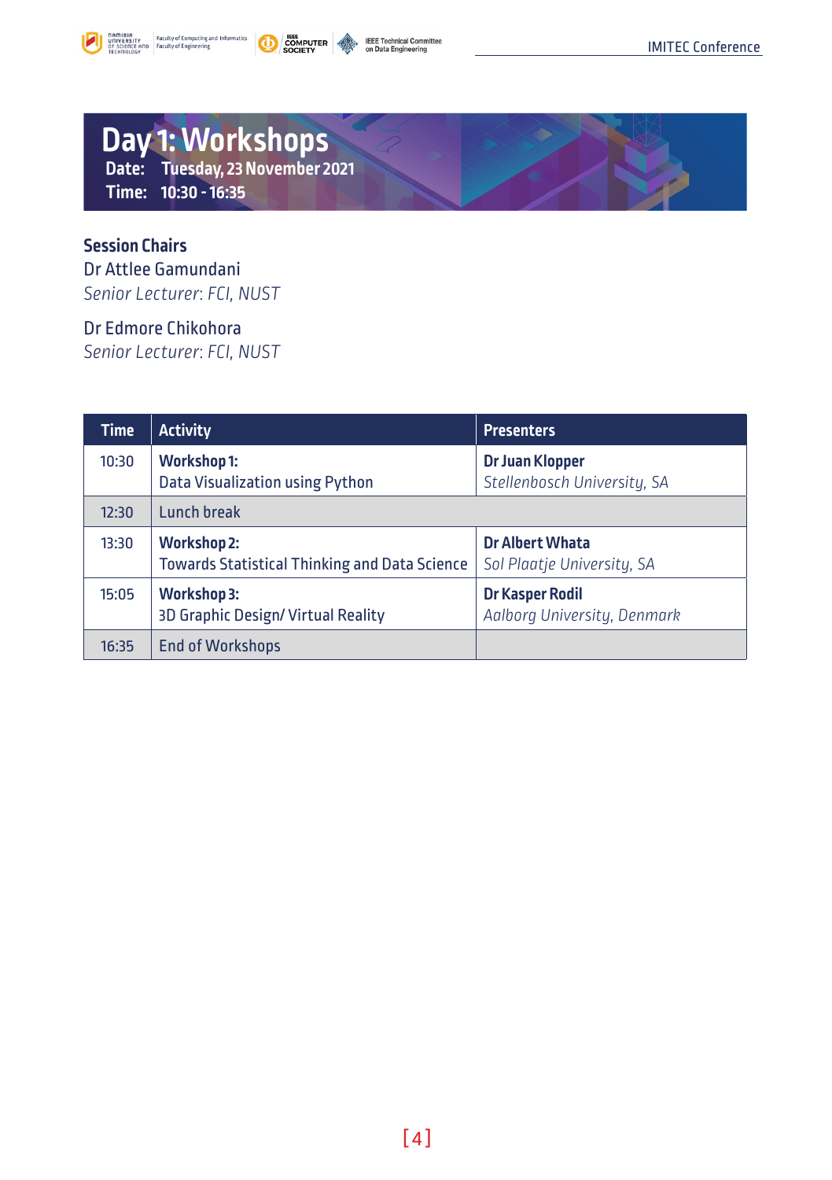# Day 1: Workshops

**Date:** Tuesday, 23 November 2021

**Time:** 10:30 - 16:35

**Session Chairs**

Dr Attlee Gamundani
*Senior Lecturer: FCI, NUST*

Dr Edmore Chikohora
*Senior Lecturer: FCI, NUST*

| Time | Activity | Presenters |
|---|---|---|
| 10:30 | **Workshop 1:** Data Visualization using Python | **Dr Juan Klopper** *Stellenbosch University, SA* |
| 12:30 | Lunch break | |
| 13:30 | **Workshop 2:** Towards Statistical Thinking and Data Science | **Dr Albert Whata** *Sol Plaatje University, SA* |
| 15:05 | **Workshop 3:** 3D Graphic Design/ Virtual Reality | **Dr Kasper Rodil** *Aalborg University, Denmark* |
| 16:35 | End of Workshops | |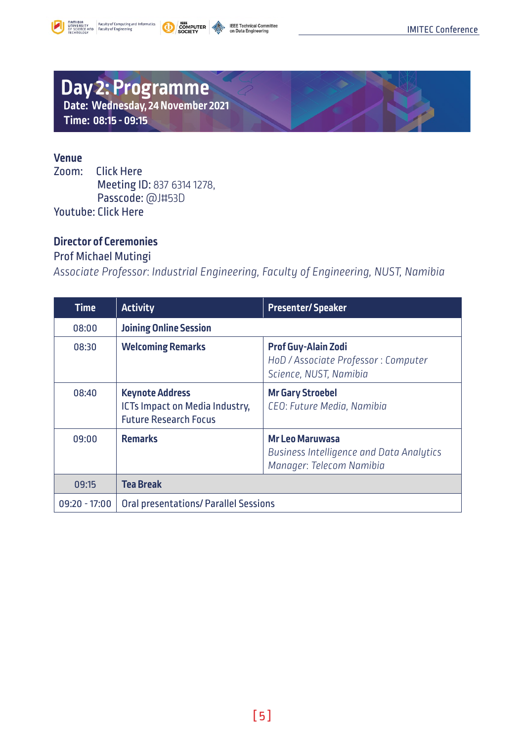# Day 2: Programme

**Date: Wednesday, 24 November 2021**

**Time: 08:15 - 09:15**

**Venue**

Zoom: Click Here
Meeting ID: 837 6314 1278,
Passcode: @J#53D

Youtube: Click Here

**Director of Ceremonies**

Prof Michael Mutingi

*Associate Professor: Industrial Engineering, Faculty of Engineering, NUST, Namibia*

| Time | Activity | Presenter/ Speaker |
|---|---|---|
| 08:00 | **Joining Online Session** | |
| 08:30 | **Welcoming Remarks** | **Prof Guy-Alain Zodi** *HoD / Associate Professor : Computer Science, NUST, Namibia* |
| 08:40 | **Keynote Address** ICTs Impact on Media Industry, Future Research Focus | **Mr Gary Stroebel** *CEO: Future Media, Namibia* |
| 09:00 | **Remarks** | **Mr Leo Maruwasa** *Business Intelligence and Data Analytics Manager: Telecom Namibia* |
| 09:15 | **Tea Break** | |
| 09:20 - 17:00 | Oral presentations/ Parallel Sessions | |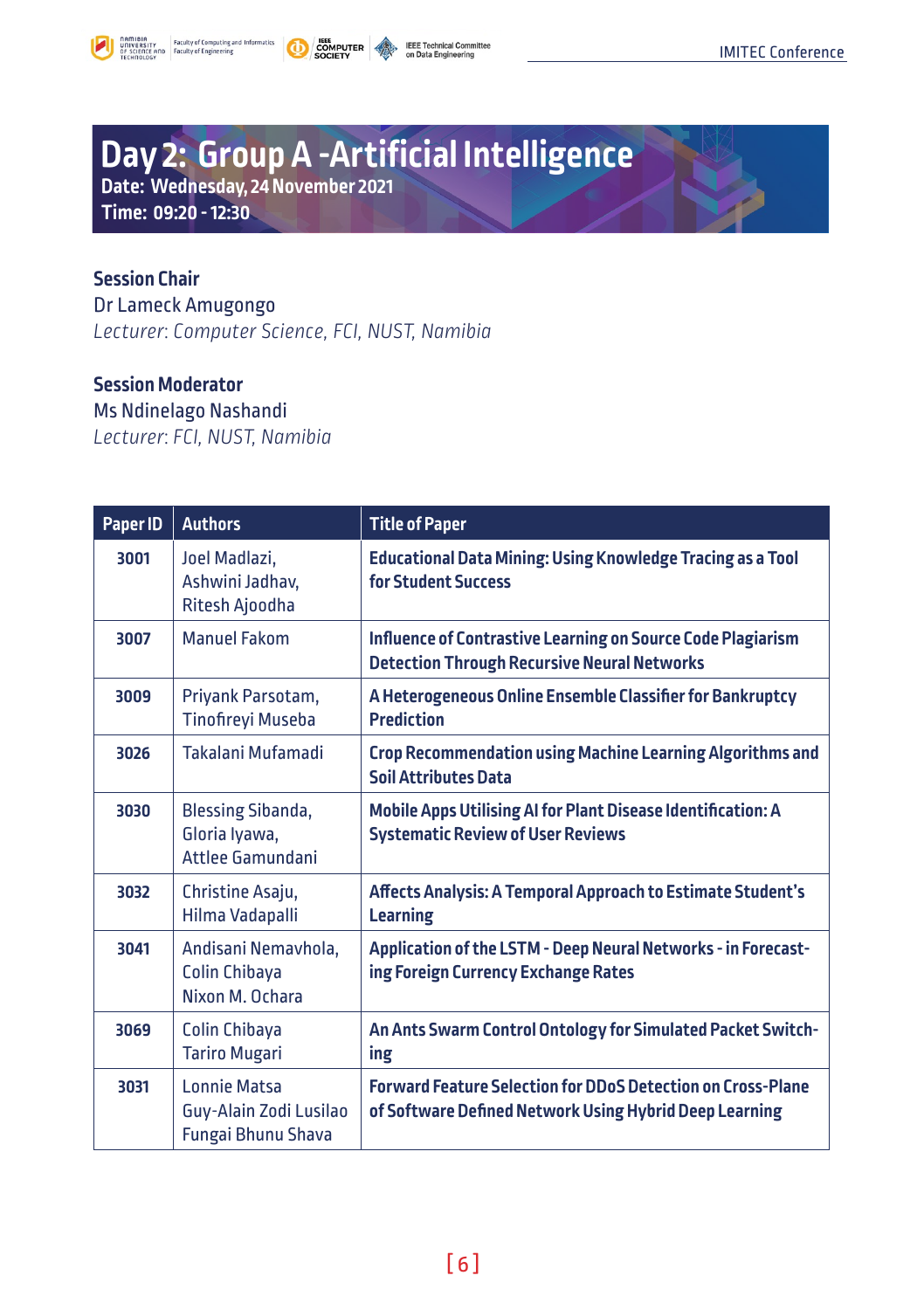# Day 2: Group A -Artificial Intelligence

**Date: Wednesday, 24 November 2021**
**Time: 09:20 - 12:30**

**Session Chair**
Dr Lameck Amugongo
*Lecturer: Computer Science, FCI, NUST, Namibia*

**Session Moderator**
Ms Ndinelago Nashandi
*Lecturer: FCI, NUST, Namibia*

| Paper ID | Authors | Title of Paper |
|---|---|---|
| 3001 | Joel Madlazi, Ashwini Jadhav, Ritesh Ajoodha | **Educational Data Mining: Using Knowledge Tracing as a Tool for Student Success** |
| 3007 | Manuel Fakom | **Influence of Contrastive Learning on Source Code Plagiarism Detection Through Recursive Neural Networks** |
| 3009 | Priyank Parsotam, Tinofireyi Museba | **A Heterogeneous Online Ensemble Classifier for Bankruptcy Prediction** |
| 3026 | Takalani Mufamadi | **Crop Recommendation using Machine Learning Algorithms and Soil Attributes Data** |
| 3030 | Blessing Sibanda, Gloria Iyawa, Attlee Gamundani | **Mobile Apps Utilising AI for Plant Disease Identification: A Systematic Review of User Reviews** |
| 3032 | Christine Asaju, Hilma Vadapalli | **Affects Analysis: A Temporal Approach to Estimate Student's Learning** |
| 3041 | Andisani Nemavhola, Colin Chibaya Nixon M. Ochara | **Application of the LSTM - Deep Neural Networks - in Forecasting Foreign Currency Exchange Rates** |
| 3069 | Colin Chibaya Tariro Mugari | **An Ants Swarm Control Ontology for Simulated Packet Switching** |
| 3031 | Lonnie Matsa Guy-Alain Zodi Lusilao Fungai Bhunu Shava | **Forward Feature Selection for DDoS Detection on Cross-Plane of Software Defined Network Using Hybrid Deep Learning** |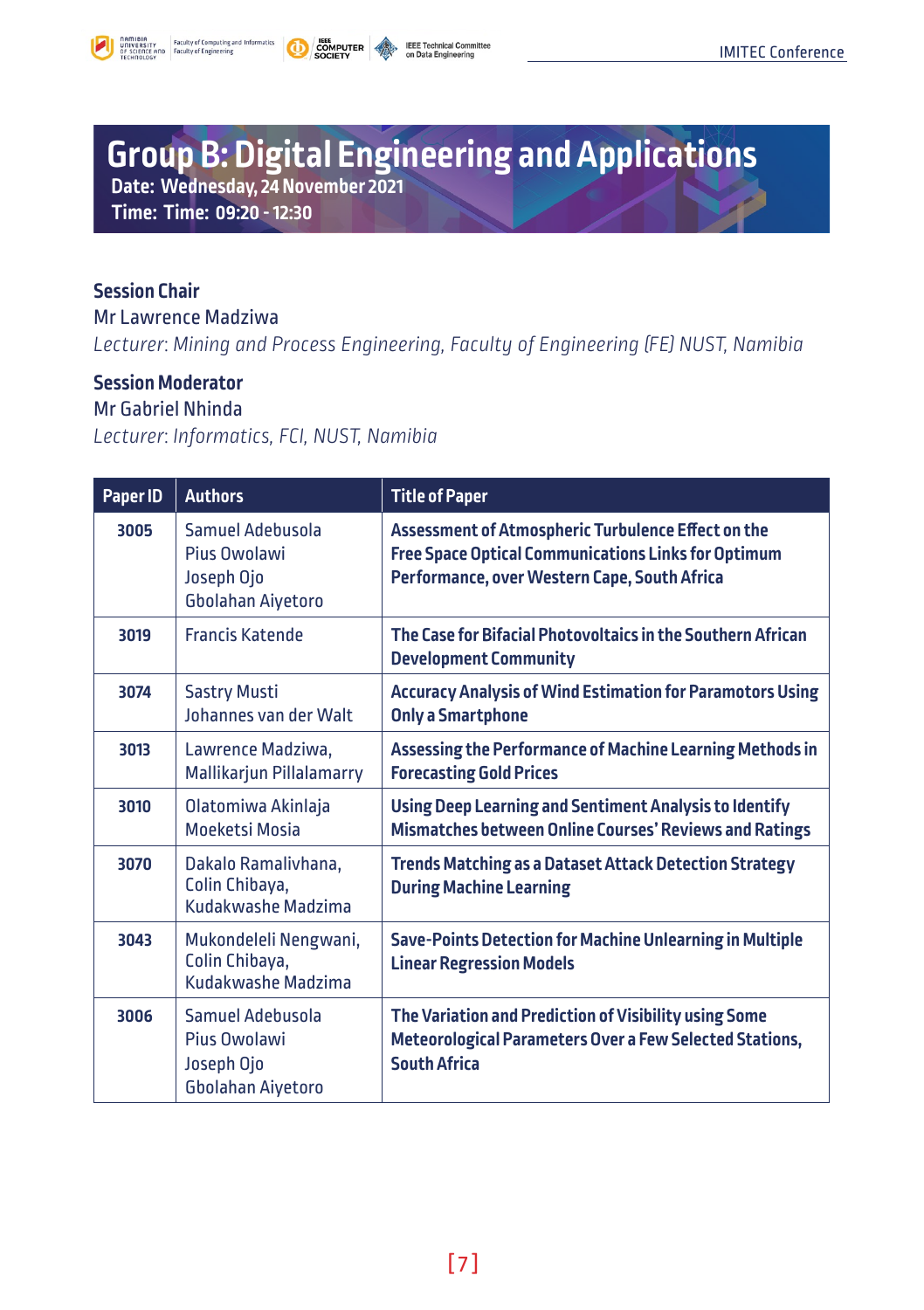# Group B: Digital Engineering and Applications

**Date: Wednesday, 24 November 2021**

**Time: Time: 09:20 - 12:30**

**Session Chair**

Mr Lawrence Madziwa

*Lecturer: Mining and Process Engineering, Faculty of Engineering (FE) NUST, Namibia*

**Session Moderator**

Mr Gabriel Nhinda

*Lecturer: Informatics, FCI, NUST, Namibia*

| Paper ID | Authors | Title of Paper |
|---|---|---|
| 3005 | Samuel Adebusola<br>Pius Owolawi<br>Joseph Ojo<br>Gbolahan Aiyetoro | **Assessment of Atmospheric Turbulence Effect on the Free Space Optical Communications Links for Optimum Performance, over Western Cape, South Africa** |
| 3019 | Francis Katende | **The Case for Bifacial Photovoltaics in the Southern African Development Community** |
| 3074 | Sastry Musti<br>Johannes van der Walt | **Accuracy Analysis of Wind Estimation for Paramotors Using Only a Smartphone** |
| 3013 | Lawrence Madziwa,<br>Mallikarjun Pillalamarry | **Assessing the Performance of Machine Learning Methods in Forecasting Gold Prices** |
| 3010 | Olatomiwa Akinlaja<br>Moeketsi Mosia | **Using Deep Learning and Sentiment Analysis to Identify Mismatches between Online Courses' Reviews and Ratings** |
| 3070 | Dakalo Ramalivhana,<br>Colin Chibaya,<br>Kudakwashe Madzima | **Trends Matching as a Dataset Attack Detection Strategy During Machine Learning** |
| 3043 | Mukondeleli Nengwani,<br>Colin Chibaya,<br>Kudakwashe Madzima | **Save-Points Detection for Machine Unlearning in Multiple Linear Regression Models** |
| 3006 | Samuel Adebusola<br>Pius Owolawi<br>Joseph Ojo<br>Gbolahan Aiyetoro | **The Variation and Prediction of Visibility using Some Meteorological Parameters Over a Few Selected Stations, South Africa** |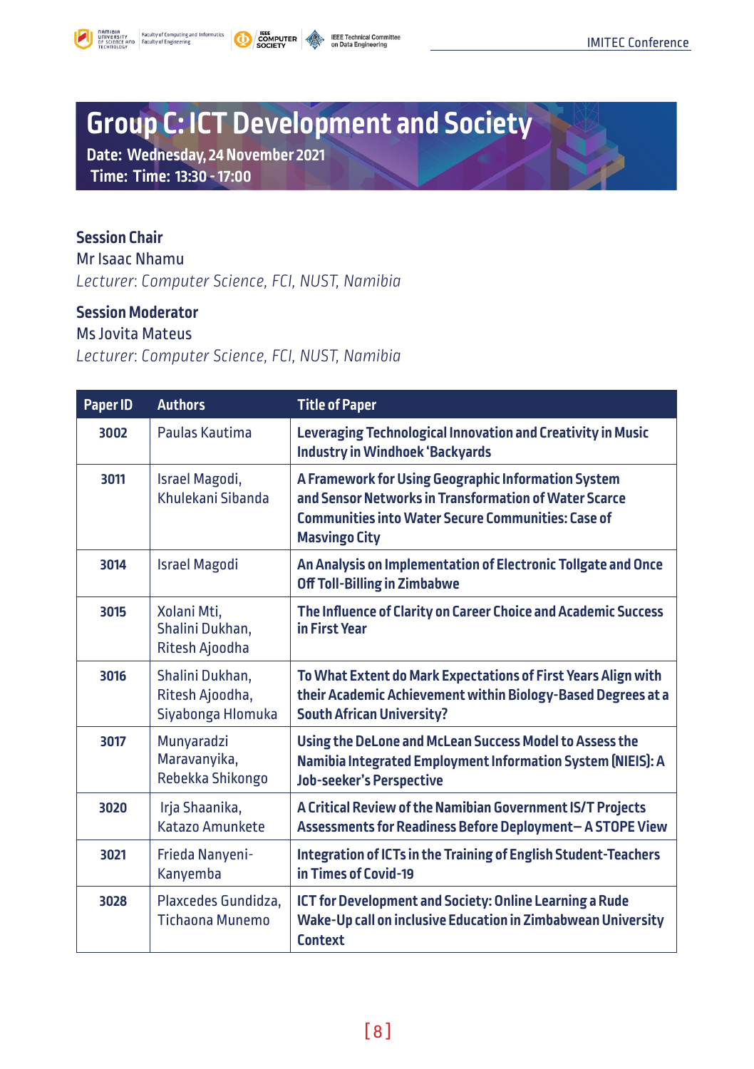# Group C: ICT Development and Society

**Date: Wednesday, 24 November 2021**
**Time: Time: 13:30 - 17:00**

**Session Chair**
Mr Isaac Nhamu
*Lecturer: Computer Science, FCI, NUST, Namibia*

**Session Moderator**
Ms Jovita Mateus
*Lecturer: Computer Science, FCI, NUST, Namibia*

| Paper ID | Authors | Title of Paper |
|---|---|---|
| 3002 | Paulas Kautima | **Leveraging Technological Innovation and Creativity in Music Industry in Windhoek 'Backyards** |
| 3011 | Israel Magodi, Khulekani Sibanda | **A Framework for Using Geographic Information System and Sensor Networks in Transformation of Water Scarce Communities into Water Secure Communities: Case of Masvingo City** |
| 3014 | Israel Magodi | **An Analysis on Implementation of Electronic Tollgate and Once Off Toll-Billing in Zimbabwe** |
| 3015 | Xolani Mti, Shalini Dukhan, Ritesh Ajoodha | **The Influence of Clarity on Career Choice and Academic Success in First Year** |
| 3016 | Shalini Dukhan, Ritesh Ajoodha, Siyabonga Hlomuka | **To What Extent do Mark Expectations of First Years Align with their Academic Achievement within Biology-Based Degrees at a South African University?** |
| 3017 | Munyaradzi Maravanyika, Rebekka Shikongo | **Using the DeLone and McLean Success Model to Assess the Namibia Integrated Employment Information System (NIEIS): A Job-seeker's Perspective** |
| 3020 | Irja Shaanika, Katazo Amunkete | **A Critical Review of the Namibian Government IS/T Projects Assessments for Readiness Before Deployment– A STOPE View** |
| 3021 | Frieda Nanyeni-Kanyemba | **Integration of ICTs in the Training of English Student-Teachers in Times of Covid-19** |
| 3028 | Plaxcedes Gundidza, Tichaona Munemo | **ICT for Development and Society: Online Learning a Rude Wake-Up call on inclusive Education in Zimbabwean University Context** |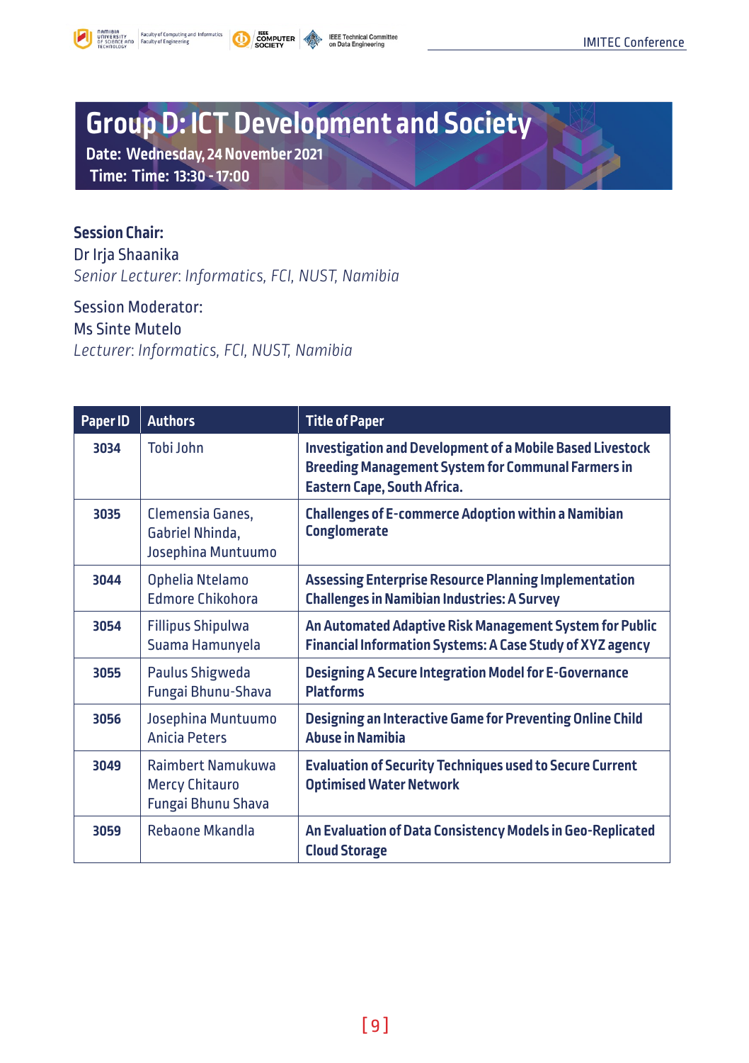# Group D: ICT Development and Society

**Date: Wednesday, 24 November 2021**

**Time: Time: 13:30 - 17:00**

**Session Chair:**
Dr Irja Shaanika
*Senior Lecturer: Informatics, FCI, NUST, Namibia*

Session Moderator:
Ms Sinte Mutelo
*Lecturer: Informatics, FCI, NUST, Namibia*

| Paper ID | Authors | Title of Paper |
|---|---|---|
| 3034 | Tobi John | **Investigation and Development of a Mobile Based Livestock Breeding Management System for Communal Farmers in Eastern Cape, South Africa.** |
| 3035 | Clemensia Ganes, Gabriel Nhinda, Josephina Muntuumo | **Challenges of E-commerce Adoption within a Namibian Conglomerate** |
| 3044 | Ophelia Ntelamo Edmore Chikohora | **Assessing Enterprise Resource Planning Implementation Challenges in Namibian Industries: A Survey** |
| 3054 | Fillipus Shipulwa Suama Hamunyela | **An Automated Adaptive Risk Management System for Public Financial Information Systems: A Case Study of XYZ agency** |
| 3055 | Paulus Shigweda Fungai Bhunu-Shava | **Designing A Secure Integration Model for E-Governance Platforms** |
| 3056 | Josephina Muntuumo Anicia Peters | **Designing an Interactive Game for Preventing Online Child Abuse in Namibia** |
| 3049 | Raimbert Namukuwa Mercy Chitauro Fungai Bhunu Shava | **Evaluation of Security Techniques used to Secure Current Optimised Water Network** |
| 3059 | Rebaone Mkandla | **An Evaluation of Data Consistency Models in Geo-Replicated Cloud Storage** |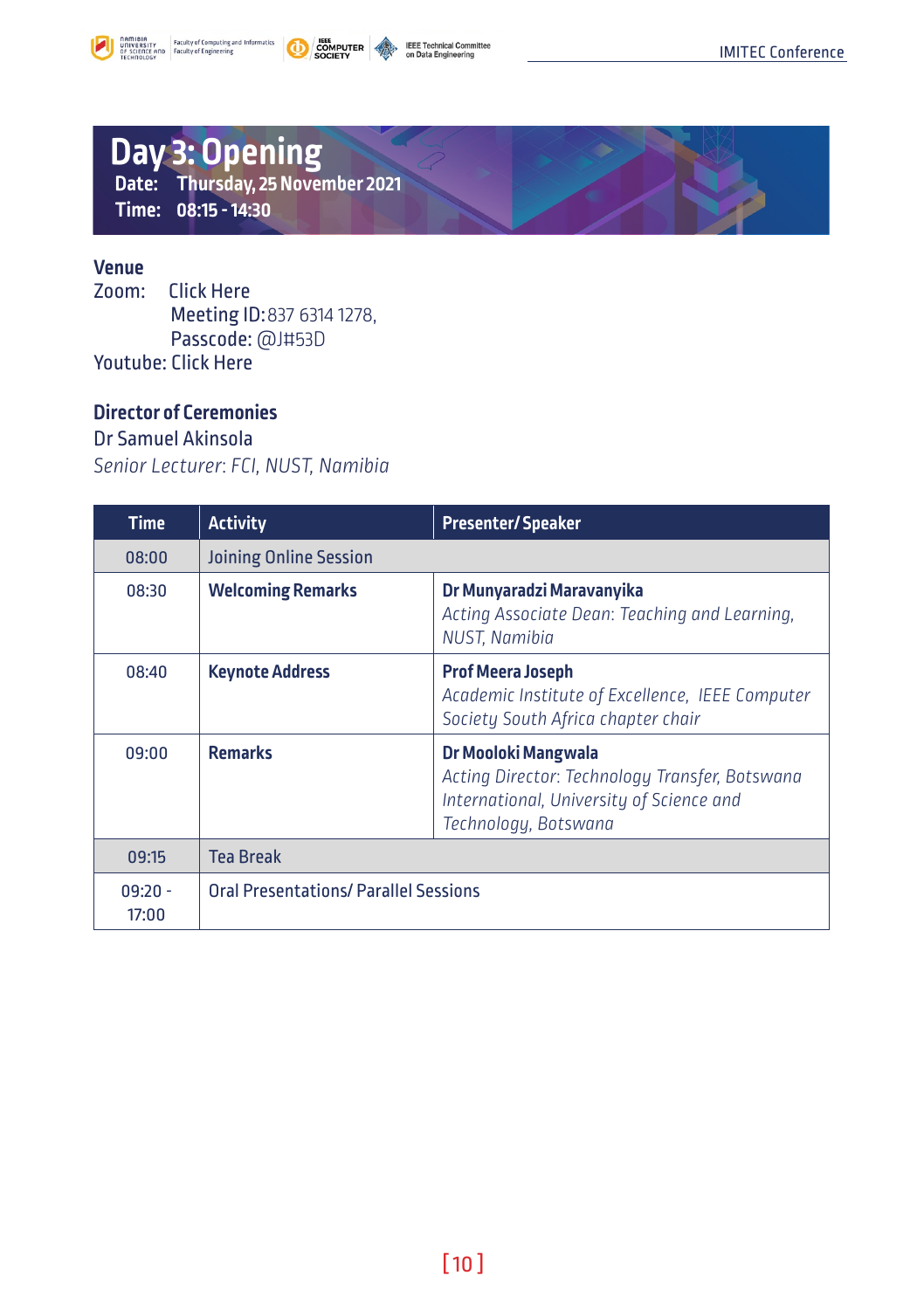# Day 3: Opening

**Date:** Thursday, 25 November 2021
**Time:** 08:15 - 14:30

### Venue

Zoom: Click Here
Meeting ID: 837 6314 1278,
Passcode: @J#53D
Youtube: Click Here

### Director of Ceremonies

Dr Samuel Akinsola
*Senior Lecturer: FCI, NUST, Namibia*

| Time | Activity | Presenter/ Speaker |
|---|---|---|
| 08:00 | Joining Online Session | |
| 08:30 | **Welcoming Remarks** | **Dr Munyaradzi Maravanyika** *Acting Associate Dean: Teaching and Learning, NUST, Namibia* |
| 08:40 | **Keynote Address** | **Prof Meera Joseph** *Academic Institute of Excellence, IEEE Computer Society South Africa chapter chair* |
| 09:00 | **Remarks** | **Dr Mooloki Mangwala** *Acting Director: Technology Transfer, Botswana International, University of Science and Technology, Botswana* |
| 09:15 | Tea Break | |
| 09:20 - 17:00 | Oral Presentations/ Parallel Sessions | |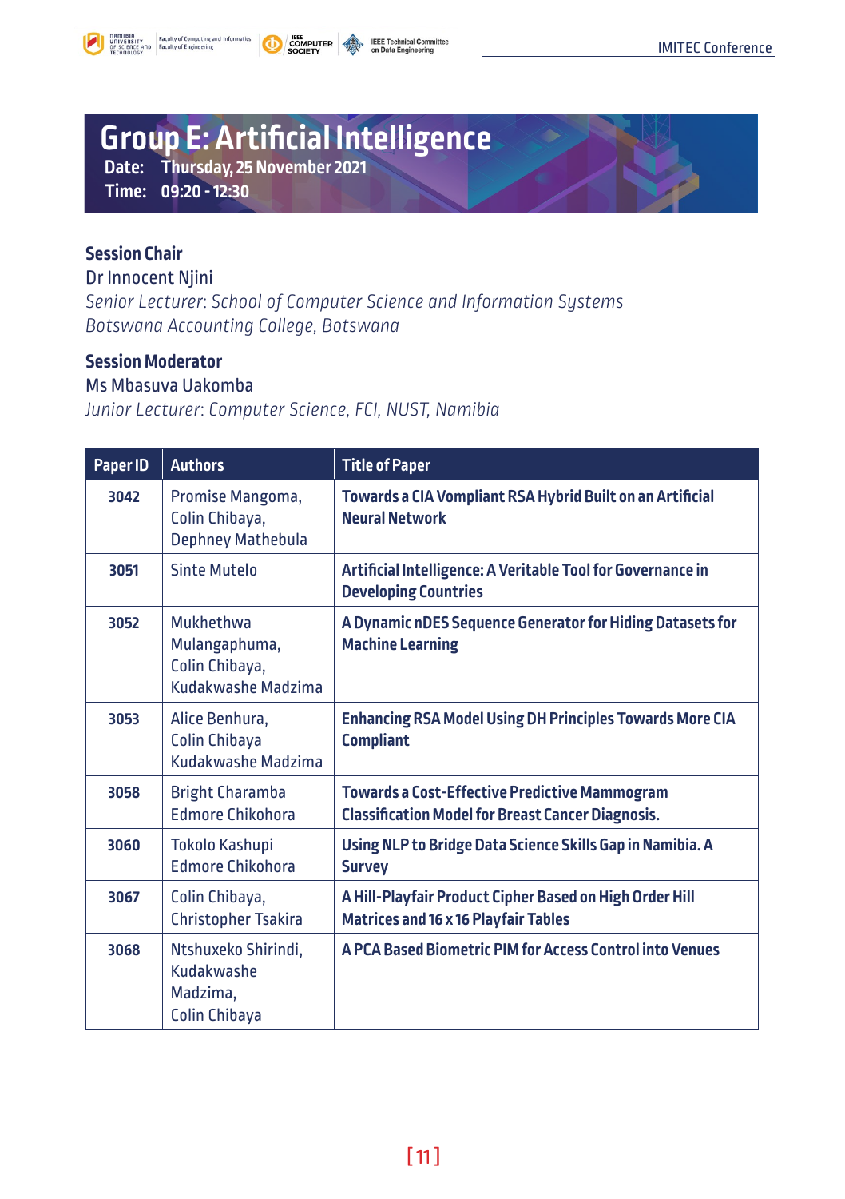# Group E: Artificial Intelligence

**Date:** Thursday, 25 November 2021
**Time:** 09:20 - 12:30

**Session Chair**
Dr Innocent Njini
*Senior Lecturer: School of Computer Science and Information Systems*
*Botswana Accounting College, Botswana*

**Session Moderator**
Ms Mbasuva Uakomba
*Junior Lecturer: Computer Science, FCI, NUST, Namibia*

| Paper ID | Authors | Title of Paper |
|---|---|---|
| 3042 | Promise Mangoma, Colin Chibaya, Dephney Mathebula | **Towards a CIA Vompliant RSA Hybrid Built on an Artificial Neural Network** |
| 3051 | Sinte Mutelo | **Artificial Intelligence: A Veritable Tool for Governance in Developing Countries** |
| 3052 | Mukhethwa Mulangaphuma, Colin Chibaya, Kudakwashe Madzima | **A Dynamic nDES Sequence Generator for Hiding Datasets for Machine Learning** |
| 3053 | Alice Benhura, Colin Chibaya Kudakwashe Madzima | **Enhancing RSA Model Using DH Principles Towards More CIA Compliant** |
| 3058 | Bright Charamba Edmore Chikohora | **Towards a Cost-Effective Predictive Mammogram Classification Model for Breast Cancer Diagnosis.** |
| 3060 | Tokolo Kashupi Edmore Chikohora | **Using NLP to Bridge Data Science Skills Gap in Namibia. A Survey** |
| 3067 | Colin Chibaya, Christopher Tsakira | **A Hill-Playfair Product Cipher Based on High Order Hill Matrices and 16 x 16 Playfair Tables** |
| 3068 | Ntshuxeko Shirindi, Kudakwashe Madzima, Colin Chibaya | **A PCA Based Biometric PIM for Access Control into Venues** |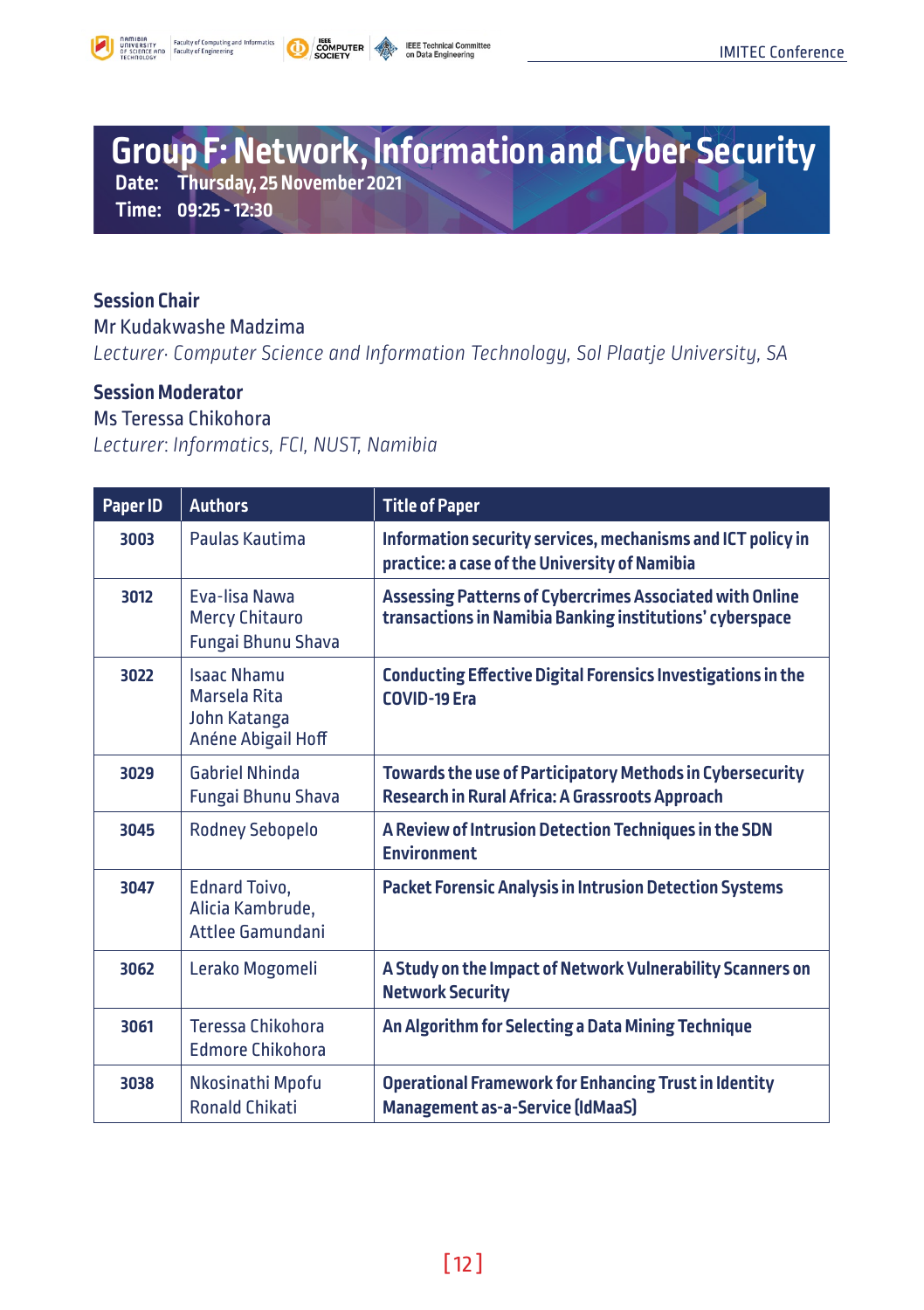## Group F: Network, Information and Cyber Security

**Date:** Thursday, 25 November 2021
**Time:** 09:25 - 12:30

**Session Chair**
Mr Kudakwashe Madzima
*Lecturer· Computer Science and Information Technology, Sol Plaatje University, SA*

**Session Moderator**
Ms Teressa Chikohora
*Lecturer: Informatics, FCI, NUST, Namibia*

| Paper ID | Authors | Title of Paper |
|---|---|---|
| 3003 | Paulas Kautima | **Information security services, mechanisms and ICT policy in practice: a case of the University of Namibia** |
| 3012 | Eva-lisa Nawa<br>Mercy Chitauro<br>Fungai Bhunu Shava | **Assessing Patterns of Cybercrimes Associated with Online transactions in Namibia Banking institutions' cyberspace** |
| 3022 | Isaac Nhamu<br>Marsela Rita<br>John Katanga<br>Anéne Abigail Hoff | **Conducting Effective Digital Forensics Investigations in the COVID-19 Era** |
| 3029 | Gabriel Nhinda<br>Fungai Bhunu Shava | **Towards the use of Participatory Methods in Cybersecurity Research in Rural Africa: A Grassroots Approach** |
| 3045 | Rodney Sebopelo | **A Review of Intrusion Detection Techniques in the SDN Environment** |
| 3047 | Ednard Toivo,<br>Alicia Kambrude,<br>Attlee Gamundani | **Packet Forensic Analysis in Intrusion Detection Systems** |
| 3062 | Lerako Mogomeli | **A Study on the Impact of Network Vulnerability Scanners on Network Security** |
| 3061 | Teressa Chikohora<br>Edmore Chikohora | **An Algorithm for Selecting a Data Mining Technique** |
| 3038 | Nkosinathi Mpofu<br>Ronald Chikati | **Operational Framework for Enhancing Trust in Identity Management as-a-Service (IdMaaS)** |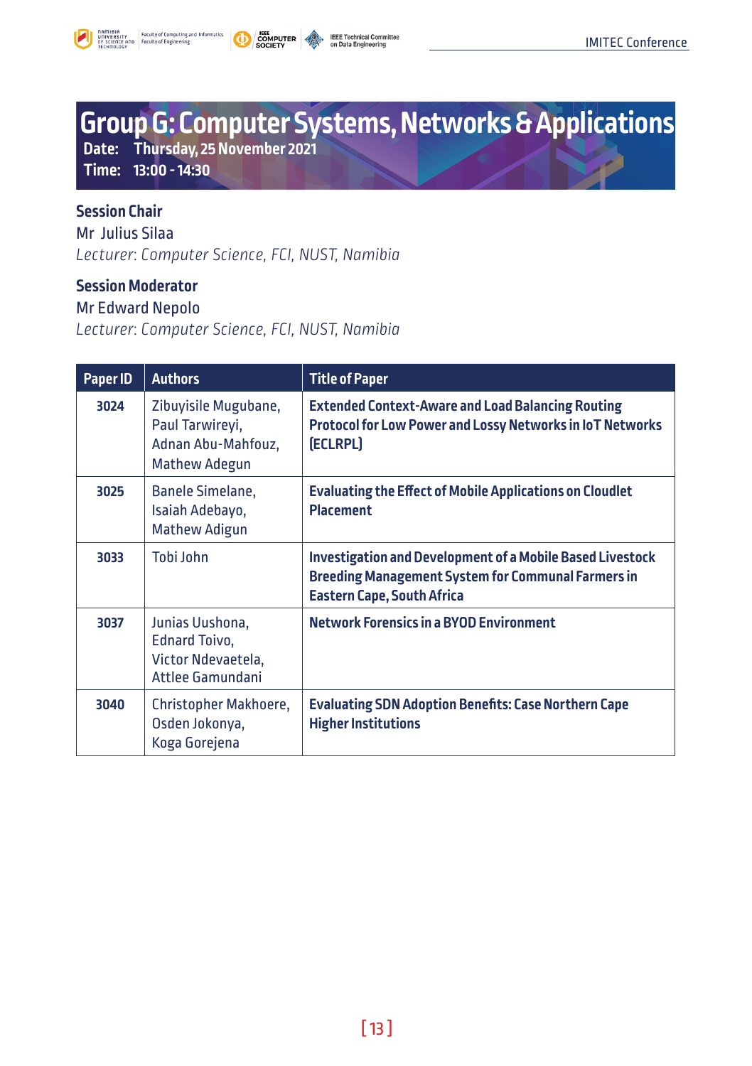# Group G: Computer Systems, Networks & Applications

**Date:** Thursday, 25 November 2021
**Time:** 13:00 - 14:30

### Session Chair

Mr Julius Silaa
*Lecturer: Computer Science, FCI, NUST, Namibia*

### Session Moderator

Mr Edward Nepolo
*Lecturer: Computer Science, FCI, NUST, Namibia*

| Paper ID | Authors | Title of Paper |
|---|---|---|
| 3024 | Zibuyisile Mugubane, Paul Tarwireyi, Adnan Abu-Mahfouz, Mathew Adegun | **Extended Context-Aware and Load Balancing Routing Protocol for Low Power and Lossy Networks in IoT Networks (ECLRPL)** |
| 3025 | Banele Simelane, Isaiah Adebayo, Mathew Adigun | **Evaluating the Effect of Mobile Applications on Cloudlet Placement** |
| 3033 | Tobi John | **Investigation and Development of a Mobile Based Livestock Breeding Management System for Communal Farmers in Eastern Cape, South Africa** |
| 3037 | Junias Uushona, Ednard Toivo, Victor Ndevaetela, Attlee Gamundani | **Network Forensics in a BYOD Environment** |
| 3040 | Christopher Makhoere, Osden Jokonya, Koga Gorejena | **Evaluating SDN Adoption Benefits: Case Northern Cape Higher Institutions** |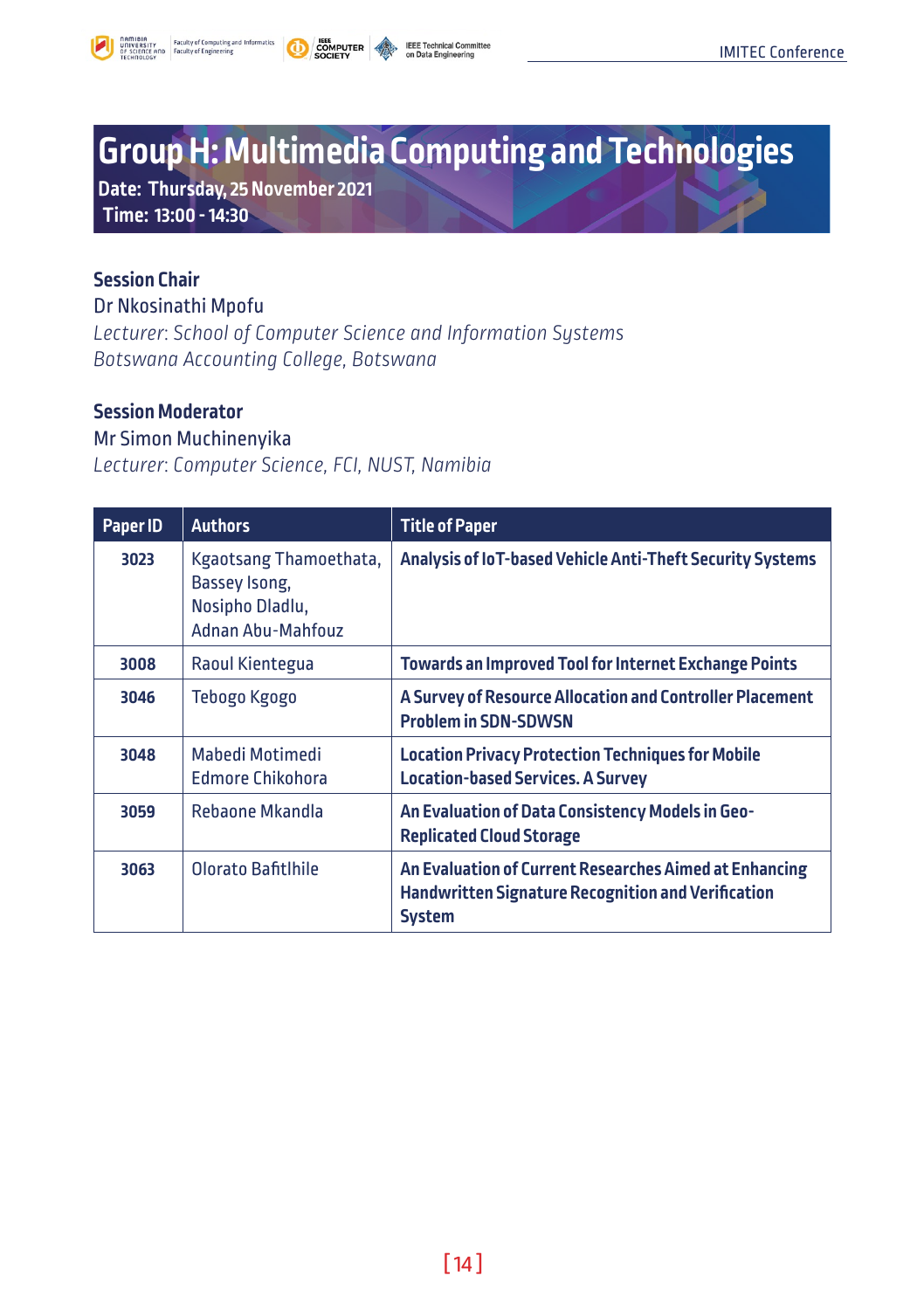# Group H: Multimedia Computing and Technologies

**Date: Thursday, 25 November 2021**
**Time: 13:00 - 14:30**

### Session Chair

Dr Nkosinathi Mpofu
*Lecturer: School of Computer Science and Information Systems*
*Botswana Accounting College, Botswana*

### Session Moderator

Mr Simon Muchinenyika
*Lecturer: Computer Science, FCI, NUST, Namibia*

| Paper ID | Authors | Title of Paper |
|---|---|---|
| 3023 | Kgaotsang Thamoethata, Bassey Isong, Nosipho Dladlu, Adnan Abu-Mahfouz | **Analysis of IoT-based Vehicle Anti-Theft Security Systems** |
| 3008 | Raoul Kientegua | **Towards an Improved Tool for Internet Exchange Points** |
| 3046 | Tebogo Kgogo | **A Survey of Resource Allocation and Controller Placement Problem in SDN-SDWSN** |
| 3048 | Mabedi Motimedi Edmore Chikohora | **Location Privacy Protection Techniques for Mobile Location-based Services. A Survey** |
| 3059 | Rebaone Mkandla | **An Evaluation of Data Consistency Models in Geo-Replicated Cloud Storage** |
| 3063 | Olorato Bafitlhile | **An Evaluation of Current Researches Aimed at Enhancing Handwritten Signature Recognition and Verification System** |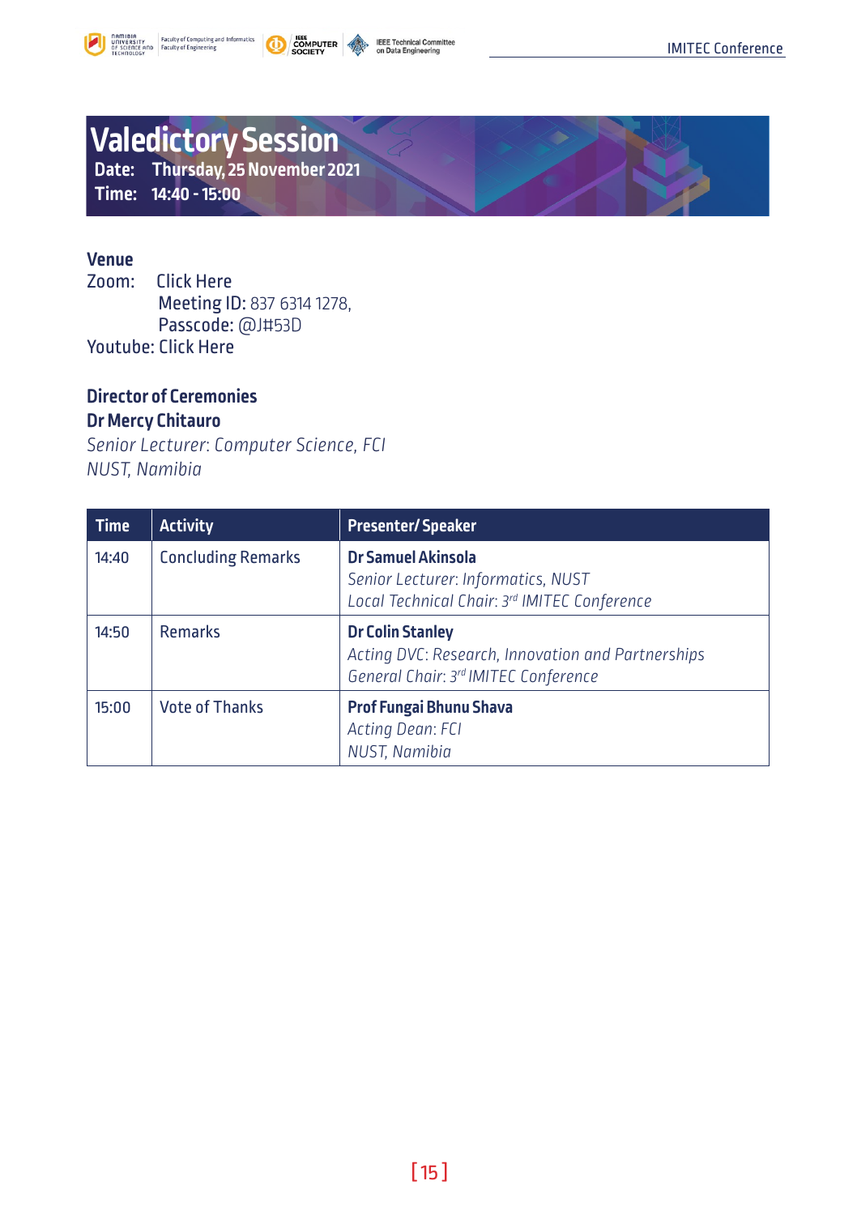# Valedictory Session

**Date:** Thursday, 25 November 2021
**Time:** 14:40 - 15:00

**Venue**
Zoom: Click Here
Meeting ID: 837 6314 1278,
Passcode: @J#53D
Youtube: Click Here

**Director of Ceremonies**
**Dr Mercy Chitauro**
*Senior Lecturer: Computer Science, FCI*
*NUST, Namibia*

| Time | Activity | Presenter/ Speaker |
| --- | --- | --- |
| 14:40 | Concluding Remarks | **Dr Samuel Akinsola**<br>*Senior Lecturer: Informatics, NUST*<br>*Local Technical Chair: 3rd IMITEC Conference* |
| 14:50 | Remarks | **Dr Colin Stanley**<br>*Acting DVC: Research, Innovation and Partnerships*<br>*General Chair: 3rd IMITEC Conference* |
| 15:00 | Vote of Thanks | **Prof Fungai Bhunu Shava**<br>*Acting Dean: FCI*<br>*NUST, Namibia* |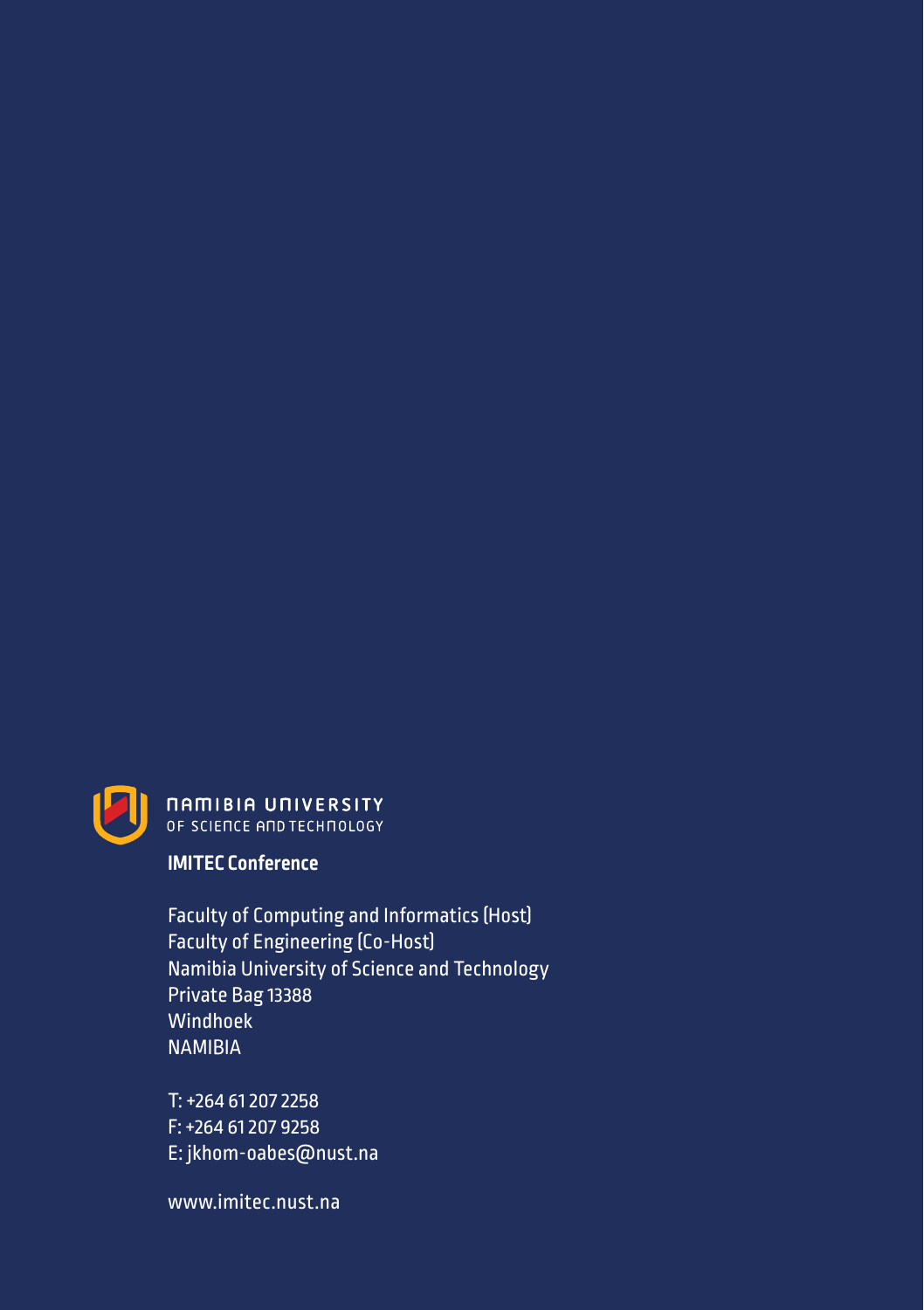NAMIBIA UNIVERSITY
OF SCIENCE AND TECHNOLOGY

**IMITEC Conference**

Faculty of Computing and Informatics (Host)
Faculty of Engineering (Co-Host)
Namibia University of Science and Technology
Private Bag 13388
Windhoek
NAMIBIA

T: +264 61 207 2258
F: +264 61 207 9258
E: jkhom-oabes@nust.na

www.imitec.nust.na